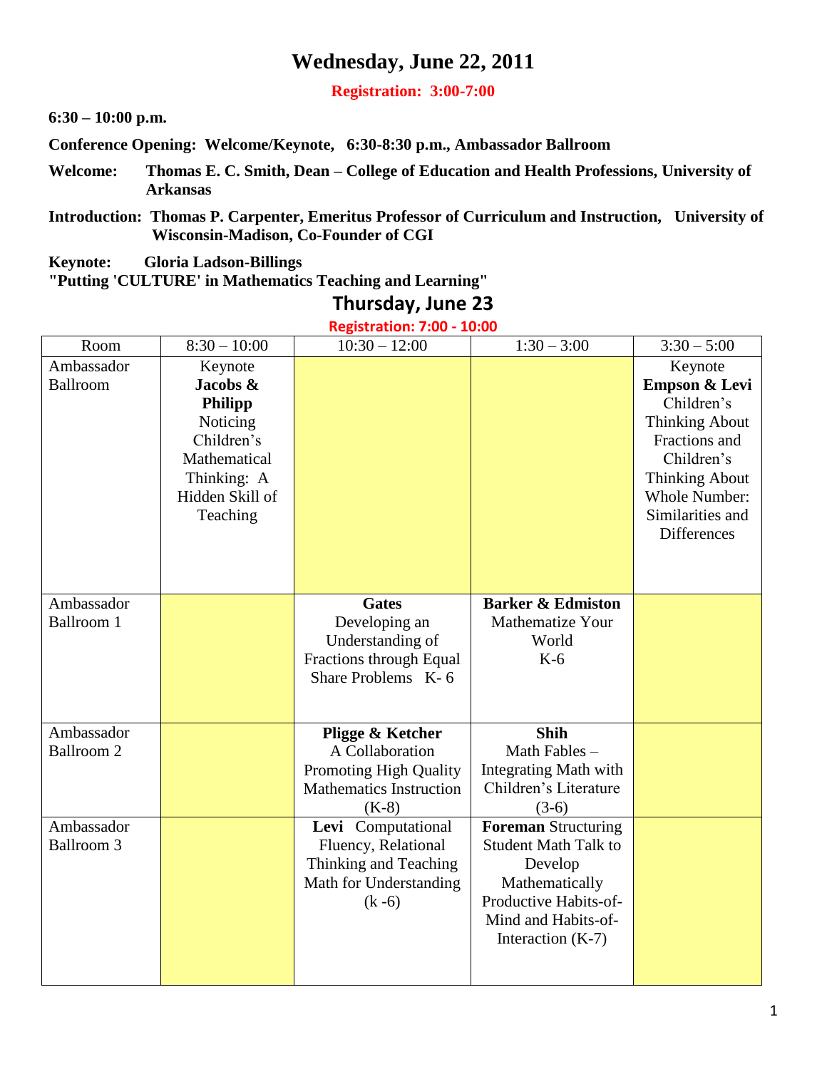# Wednesday, June 22, 2011

**Registration: 3:00-7:00**

**6:30 – 10:00 p.m.**

**Conference Opening: Welcome/Keynote, 6:30-8:30 p.m., Ambassador Ballroom**

**Welcome:** **Thomas E. C. Smith, Dean – College of Education and Health Professions, University of Arkansas**

**Introduction:** **Thomas P. Carpenter, Emeritus Professor of Curriculum and Instruction, University of Wisconsin-Madison, Co-Founder of CGI**

**Keynote:** **Gloria Ladson-Billings**
**"Putting 'CULTURE' in Mathematics Teaching and Learning"**

## Thursday, June 23

**Registration: 7:00 - 10:00**

| Room | 8:30 – 10:00 | 10:30 – 12:00 | 1:30 – 3:00 | 3:30 – 5:00 |
|---|---|---|---|---|
| Ambassador Ballroom | Keynote **Jacobs & Philipp** Noticing Children's Mathematical Thinking: A Hidden Skill of Teaching | | | Keynote **Empson & Levi** Children's Thinking About Fractions and Children's Thinking About Whole Number: Similarities and Differences |
| Ambassador Ballroom 1 | | **Gates** Developing an Understanding of Fractions through Equal Share Problems K- 6 | **Barker & Edmiston** Mathematize Your World K-6 | |
| Ambassador Ballroom 2 | | **Pligge & Ketcher** A Collaboration Promoting High Quality Mathematics Instruction (K-8) | **Shih** Math Fables – Integrating Math with Children's Literature (3-6) | |
| Ambassador Ballroom 3 | | **Levi** Computational Fluency, Relational Thinking and Teaching Math for Understanding (k -6) | **Foreman** Structuring Student Math Talk to Develop Mathematically Productive Habits-of-Mind and Habits-of-Interaction (K-7) | |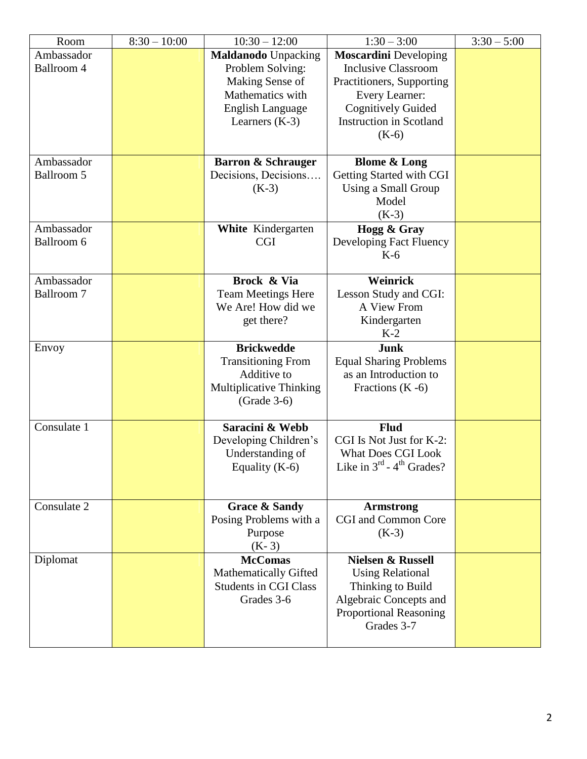| Room | 8:30 – 10:00 | 10:30 – 12:00 | 1:30 – 3:00 | 3:30 – 5:00 |
|---|---|---|---|---|
| Ambassador Ballroom 4 | | **Maldanodo** Unpacking Problem Solving: Making Sense of Mathematics with English Language Learners (K-3) | **Moscardini** Developing Inclusive Classroom Practitioners, Supporting Every Learner: Cognitively Guided Instruction in Scotland (K-6) | |
| Ambassador Ballroom 5 | | **Barron & Schrauger** Decisions, Decisions…. (K-3) | **Blome & Long** Getting Started with CGI Using a Small Group Model (K-3) | |
| Ambassador Ballroom 6 | | **White** Kindergarten CGI | **Hogg & Gray** Developing Fact Fluency K-6 | |
| Ambassador Ballroom 7 | | **Brock & Via** Team Meetings Here We Are! How did we get there? | **Weinrick** Lesson Study and CGI: A View From Kindergarten K-2 | |
| Envoy | | **Brickwedde** Transitioning From Additive to Multiplicative Thinking (Grade 3-6) | **Junk** Equal Sharing Problems as an Introduction to Fractions (K -6) | |
| Consulate 1 | | **Saracini & Webb** Developing Children's Understanding of Equality (K-6) | **Flud** CGI Is Not Just for K-2: What Does CGI Look Like in 3rd - 4th Grades? | |
| Consulate 2 | | **Grace & Sandy** Posing Problems with a Purpose (K- 3) | **Armstrong** CGI and Common Core (K-3) | |
| Diplomat | | **McComas** Mathematically Gifted Students in CGI Class Grades 3-6 | **Nielsen & Russell** Using Relational Thinking to Build Algebraic Concepts and Proportional Reasoning Grades 3-7 | |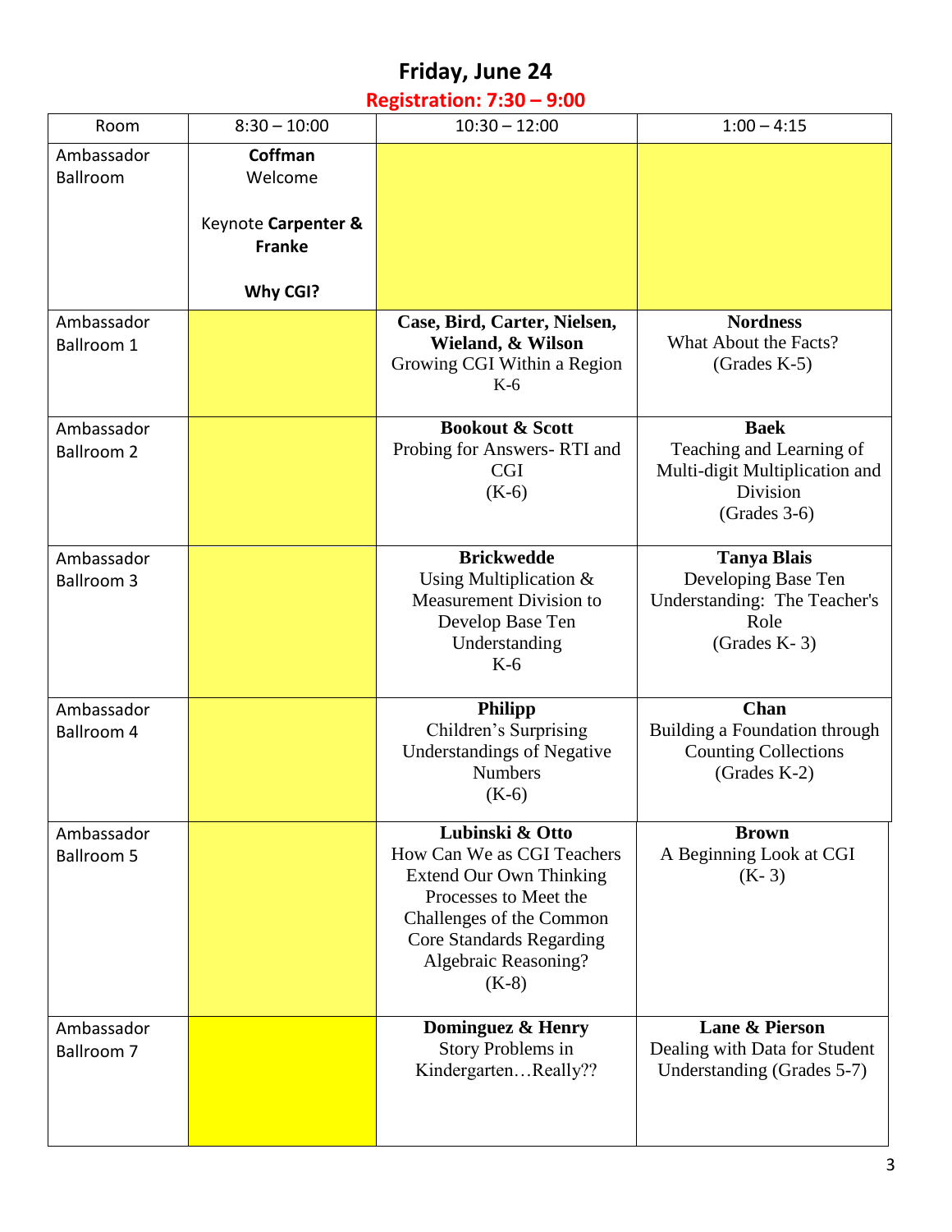# Friday, June 24

## Registration: 7:30 – 9:00

| Room | 8:30 – 10:00 | 10:30 – 12:00 | 1:00 – 4:15 |
|---|---|---|---|
| Ambassador Ballroom | **Coffman** Welcome<br><br>Keynote **Carpenter & Franke**<br><br>**Why CGI?** | | |
| Ambassador Ballroom 1 | | **Case, Bird, Carter, Nielsen, Wieland, & Wilson** Growing CGI Within a Region K-6 | **Nordness** What About the Facts? (Grades K-5) |
| Ambassador Ballroom 2 | | **Bookout & Scott** Probing for Answers- RTI and CGI (K-6) | **Baek** Teaching and Learning of Multi-digit Multiplication and Division (Grades 3-6) |
| Ambassador Ballroom 3 | | **Brickwedde** Using Multiplication & Measurement Division to Develop Base Ten Understanding K-6 | **Tanya Blais** Developing Base Ten Understanding: The Teacher's Role (Grades K- 3) |
| Ambassador Ballroom 4 | | **Philipp** Children's Surprising Understandings of Negative Numbers (K-6) | **Chan** Building a Foundation through Counting Collections (Grades K-2) |
| Ambassador Ballroom 5 | | **Lubinski & Otto** How Can We as CGI Teachers Extend Our Own Thinking Processes to Meet the Challenges of the Common Core Standards Regarding Algebraic Reasoning? (K-8) | **Brown** A Beginning Look at CGI (K- 3) |
| Ambassador Ballroom 7 | | **Dominguez & Henry** Story Problems in Kindergarten…Really?? | **Lane & Pierson** Dealing with Data for Student Understanding (Grades 5-7) |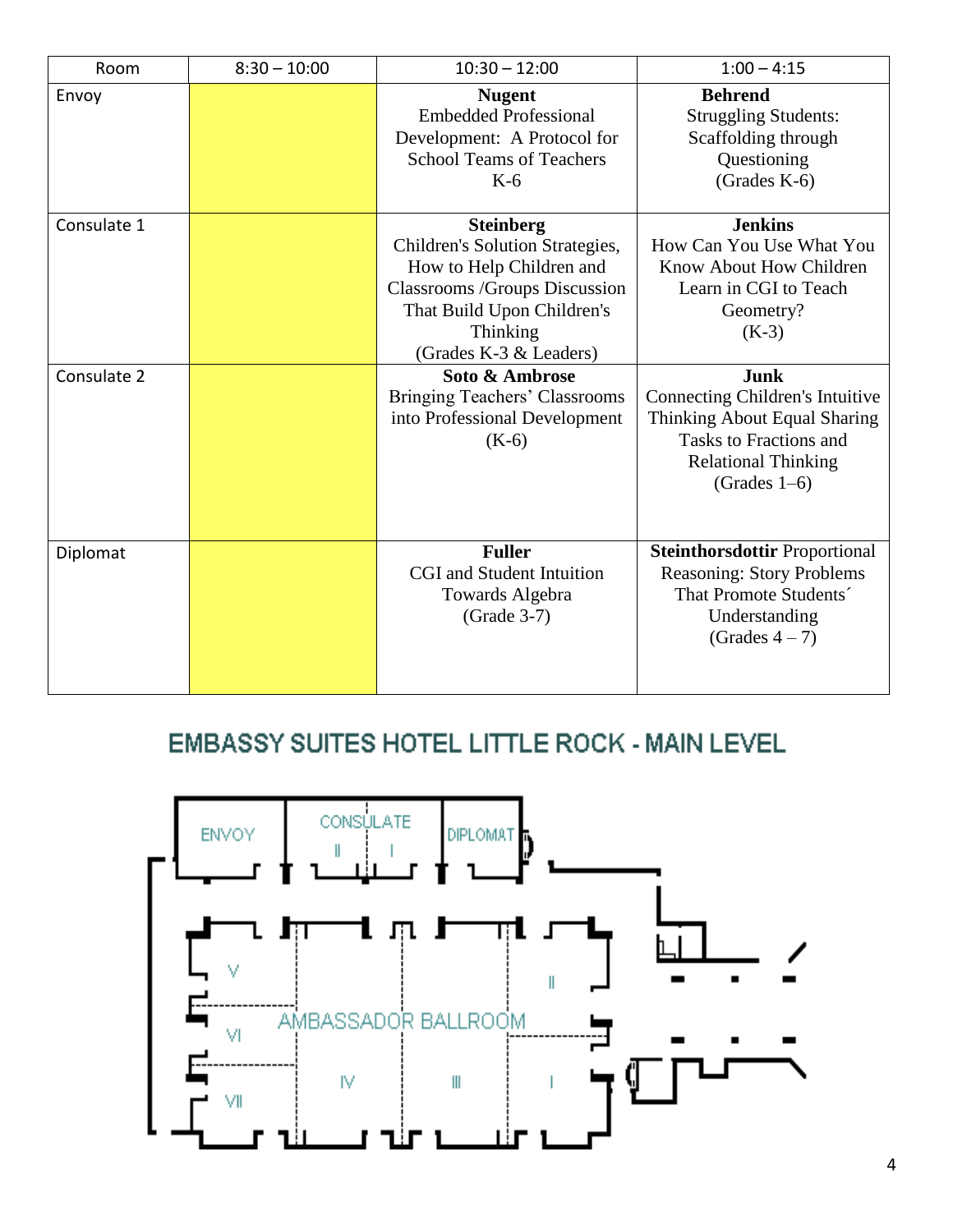| Room | 8:30 – 10:00 | 10:30 – 12:00 | 1:00 – 4:15 |
|---|---|---|---|
| Envoy | | **Nugent** Embedded Professional Development: A Protocol for School Teams of Teachers K-6 | **Behrend** Struggling Students: Scaffolding through Questioning (Grades K-6) |
| Consulate 1 | | **Steinberg** Children's Solution Strategies, How to Help Children and Classrooms /Groups Discussion That Build Upon Children's Thinking (Grades K-3 & Leaders) | **Jenkins** How Can You Use What You Know About How Children Learn in CGI to Teach Geometry? (K-3) |
| Consulate 2 | | **Soto & Ambrose** Bringing Teachers' Classrooms into Professional Development (K-6) | **Junk** Connecting Children's Intuitive Thinking About Equal Sharing Tasks to Fractions and Relational Thinking (Grades 1–6) |
| Diplomat | | **Fuller** CGI and Student Intuition Towards Algebra (Grade 3-7) | **Steinthorsdottir** Proportional Reasoning: Story Problems That Promote Students´ Understanding (Grades 4 – 7) |

## EMBASSY SUITES HOTEL LITTLE ROCK - MAIN LEVEL

ENVOY
CONSULATE II I
DIPLOMAT
AMBASSADOR BALLROOM
V
VI
VII
IV
III
II
I